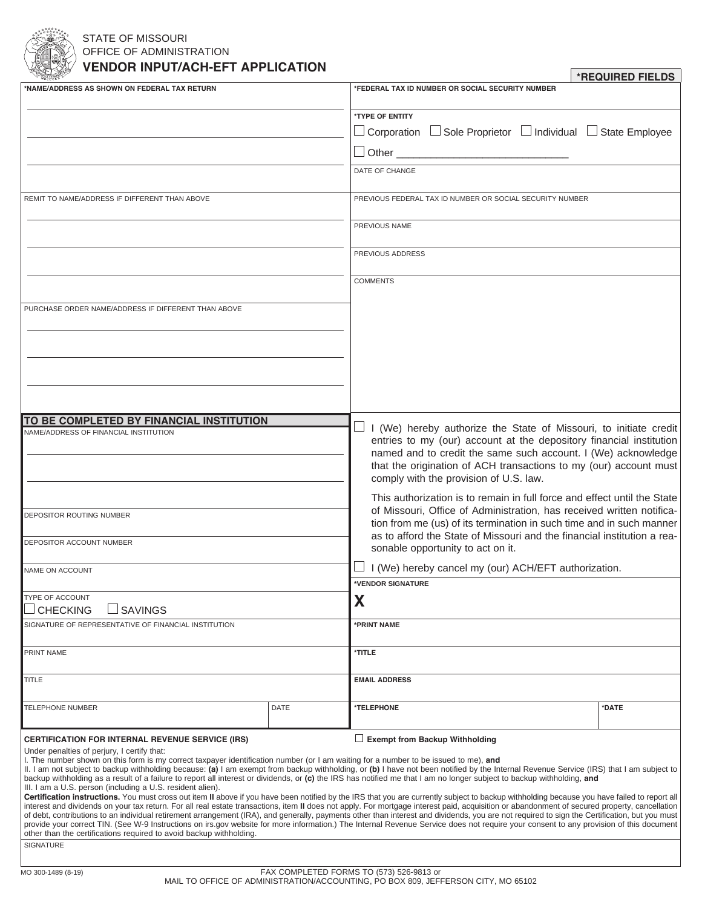STATE OF MISSOURI
OFFICE OF ADMINISTRATION

# VENDOR INPUT/ACH-EFT APPLICATION

**\*REQUIRED FIELDS**

**\*NAME/ADDRESS AS SHOWN ON FEDERAL TAX RETURN**

**\*FEDERAL TAX ID NUMBER OR SOCIAL SECURITY NUMBER**

**\*TYPE OF ENTITY**

☐ Corporation ☐ Sole Proprietor ☐ Individual ☐ State Employee

☐ Other ______________________________

DATE OF CHANGE

REMIT TO NAME/ADDRESS IF DIFFERENT THAN ABOVE

PREVIOUS FEDERAL TAX ID NUMBER OR SOCIAL SECURITY NUMBER

PREVIOUS NAME

PREVIOUS ADDRESS

COMMENTS

PURCHASE ORDER NAME/ADDRESS IF DIFFERENT THAN ABOVE

## TO BE COMPLETED BY FINANCIAL INSTITUTION

NAME/ADDRESS OF FINANCIAL INSTITUTION

DEPOSITOR ROUTING NUMBER

DEPOSITOR ACCOUNT NUMBER

NAME ON ACCOUNT

TYPE OF ACCOUNT

☐ CHECKING ☐ SAVINGS

SIGNATURE OF REPRESENTATIVE OF FINANCIAL INSTITUTION

PRINT NAME

TITLE

| TELEPHONE NUMBER | DATE |
|---|---|
| | |

☐ I (We) hereby authorize the State of Missouri, to initiate credit entries to my (our) account at the depository financial institution named and to credit the same such account. I (We) acknowledge that the origination of ACH transactions to my (our) account must comply with the provision of U.S. law.

This authorization is to remain in full force and effect until the State of Missouri, Office of Administration, has received written notification from me (us) of its termination in such time and in such manner as to afford the State of Missouri and the financial institution a reasonable opportunity to act on it.

☐ I (We) hereby cancel my (our) ACH/EFT authorization.

**\*VENDOR SIGNATURE**

**X**

**\*PRINT NAME**

**\*TITLE**

**EMAIL ADDRESS**

| **\*TELEPHONE** | **\*DATE** |
|---|---|
| | |

**CERTIFICATION FOR INTERNAL REVENUE SERVICE (IRS)**

☐ **Exempt from Backup Withholding**

Under penalties of perjury, I certify that:

I. The number shown on this form is my correct taxpayer identification number (or I am waiting for a number to be issued to me), **and**

II. I am not subject to backup withholding because: **(a)** I am exempt from backup withholding, or **(b)** I have not been notified by the Internal Revenue Service (IRS) that I am subject to backup withholding as a result of a failure to report all interest or dividends, or **(c)** the IRS has notified me that I am no longer subject to backup withholding, **and**

III. I am a U.S. person (including a U.S. resident alien).

**Certification instructions.** You must cross out item **II** above if you have been notified by the IRS that you are currently subject to backup withholding because you have failed to report all interest and dividends on your tax return. For all real estate transactions, item **II** does not apply. For mortgage interest paid, acquisition or abandonment of secured property, cancellation of debt, contributions to an individual retirement arrangement (IRA), and generally, payments other than interest and dividends, you are not required to sign the Certification, but you must provide your correct TIN. (See W-9 Instructions on irs.gov website for more information.) The Internal Revenue Service does not require your consent to any provision of this document other than the certifications required to avoid backup withholding.

SIGNATURE

MO 300-1489 (8-19)

FAX COMPLETED FORMS TO (573) 526-9813 or
MAIL TO OFFICE OF ADMINISTRATION/ACCOUNTING, PO BOX 809, JEFFERSON CITY, MO 65102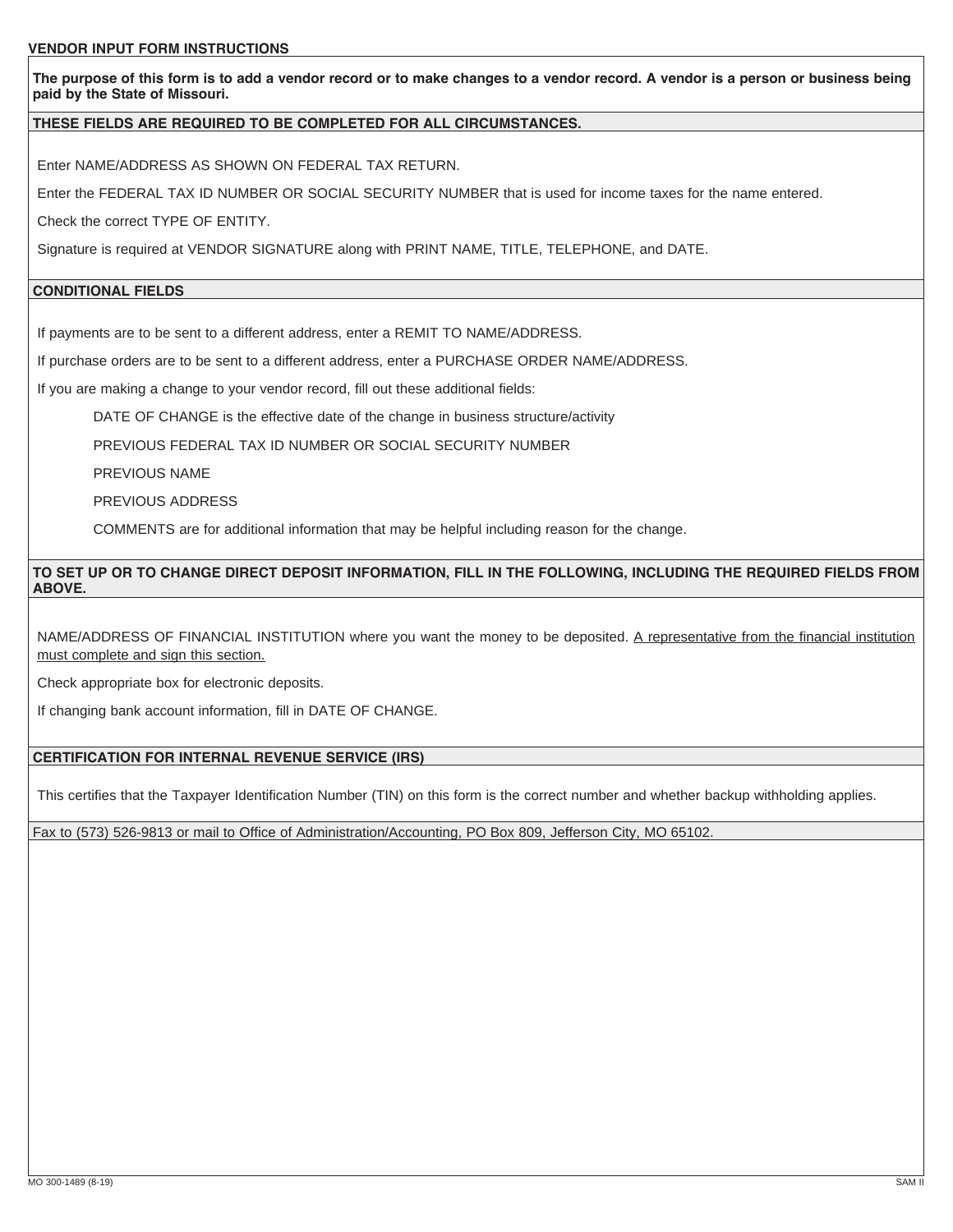# VENDOR INPUT FORM INSTRUCTIONS

**The purpose of this form is to add a vendor record or to make changes to a vendor record. A vendor is a person or business being paid by the State of Missouri.**

## THESE FIELDS ARE REQUIRED TO BE COMPLETED FOR ALL CIRCUMSTANCES.

Enter NAME/ADDRESS AS SHOWN ON FEDERAL TAX RETURN.

Enter the FEDERAL TAX ID NUMBER OR SOCIAL SECURITY NUMBER that is used for income taxes for the name entered.

Check the correct TYPE OF ENTITY.

Signature is required at VENDOR SIGNATURE along with PRINT NAME, TITLE, TELEPHONE, and DATE.

## CONDITIONAL FIELDS

If payments are to be sent to a different address, enter a REMIT TO NAME/ADDRESS.

If purchase orders are to be sent to a different address, enter a PURCHASE ORDER NAME/ADDRESS.

If you are making a change to your vendor record, fill out these additional fields:

- DATE OF CHANGE is the effective date of the change in business structure/activity
- PREVIOUS FEDERAL TAX ID NUMBER OR SOCIAL SECURITY NUMBER
- PREVIOUS NAME
- PREVIOUS ADDRESS
- COMMENTS are for additional information that may be helpful including reason for the change.

## TO SET UP OR TO CHANGE DIRECT DEPOSIT INFORMATION, FILL IN THE FOLLOWING, INCLUDING THE REQUIRED FIELDS FROM ABOVE.

NAME/ADDRESS OF FINANCIAL INSTITUTION where you want the money to be deposited. A representative from the financial institution must complete and sign this section.

Check appropriate box for electronic deposits.

If changing bank account information, fill in DATE OF CHANGE.

## CERTIFICATION FOR INTERNAL REVENUE SERVICE (IRS)

This certifies that the Taxpayer Identification Number (TIN) on this form is the correct number and whether backup withholding applies.

Fax to (573) 526-9813 or mail to Office of Administration/Accounting, PO Box 809, Jefferson City, MO 65102.

MO 300-1489 (8-19) SAM II